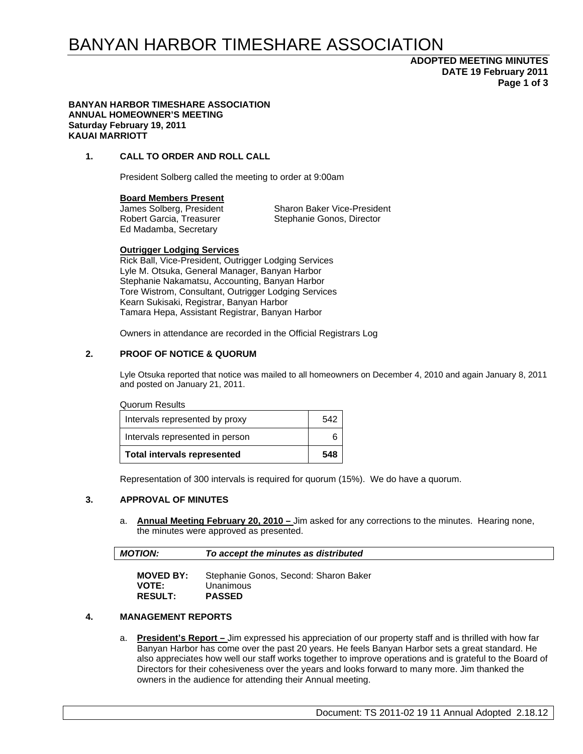# BANYAN HARBOR TIMESHARE ASSOCIATION

**ADOPTED MEETING MINUTES**
**DATE 19 February 2011**

**BANYAN HARBOR TIMESHARE ASSOCIATION**
**ANNUAL HOMEOWNER'S MEETING**
**Saturday February 19, 2011**
**KAUAI MARRIOTT**

## 1. CALL TO ORDER AND ROLL CALL

President Solberg called the meeting to order at 9:00am

**Board Members Present**

James Solberg, President
Robert Garcia, Treasurer
Ed Madamba, Secretary
Sharon Baker Vice-President
Stephanie Gonos, Director

**Outrigger Lodging Services**

Rick Ball, Vice-President, Outrigger Lodging Services
Lyle M. Otsuka, General Manager, Banyan Harbor
Stephanie Nakamatsu, Accounting, Banyan Harbor
Tore Wistrom, Consultant, Outrigger Lodging Services
Kearn Sukisaki, Registrar, Banyan Harbor
Tamara Hepa, Assistant Registrar, Banyan Harbor

Owners in attendance are recorded in the Official Registrars Log

## 2. PROOF OF NOTICE & QUORUM

Lyle Otsuka reported that notice was mailed to all homeowners on December 4, 2010 and again January 8, 2011 and posted on January 21, 2011.

Quorum Results

| Intervals represented by proxy | 542 |
|---|---|
| Intervals represented in person | 6 |
| **Total intervals represented** | **548** |

Representation of 300 intervals is required for quorum (15%). We do have a quorum.

## 3. APPROVAL OF MINUTES

a. **Annual Meeting February 20, 2010 –** Jim asked for any corrections to the minutes. Hearing none, the minutes were approved as presented.

***MOTION:*** ***To accept the minutes as distributed***

**MOVED BY:** Stephanie Gonos, Second: Sharon Baker
**VOTE:** Unanimous
**RESULT:** **PASSED**

## 4. MANAGEMENT REPORTS

a. **President's Report –** Jim expressed his appreciation of our property staff and is thrilled with how far Banyan Harbor has come over the past 20 years. He feels Banyan Harbor sets a great standard. He also appreciates how well our staff works together to improve operations and is grateful to the Board of Directors for their cohesiveness over the years and looks forward to many more. Jim thanked the owners in the audience for attending their Annual meeting.

Document: TS 2011-02 19 11 Annual Adopted 2.18.12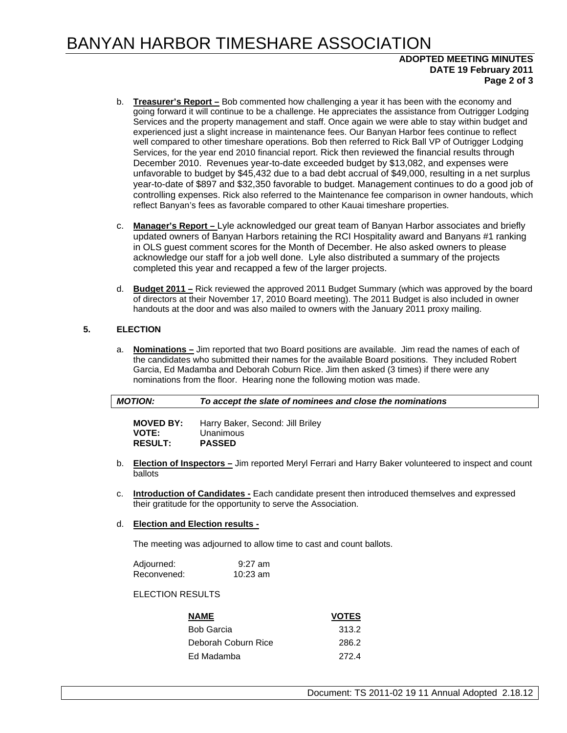b. **Treasurer's Report –** Bob commented how challenging a year it has been with the economy and going forward it will continue to be a challenge. He appreciates the assistance from Outrigger Lodging Services and the property management and staff. Once again we were able to stay within budget and experienced just a slight increase in maintenance fees. Our Banyan Harbor fees continue to reflect well compared to other timeshare operations. Bob then referred to Rick Ball VP of Outrigger Lodging Services, for the year end 2010 financial report. Rick then reviewed the financial results through December 2010. Revenues year-to-date exceeded budget by $13,082, and expenses were unfavorable to budget by $45,432 due to a bad debt accrual of $49,000, resulting in a net surplus year-to-date of $897 and $32,350 favorable to budget. Management continues to do a good job of controlling expenses. Rick also referred to the Maintenance fee comparison in owner handouts, which reflect Banyan's fees as favorable compared to other Kauai timeshare properties.

c. **Manager's Report –** Lyle acknowledged our great team of Banyan Harbor associates and briefly updated owners of Banyan Harbors retaining the RCI Hospitality award and Banyans #1 ranking in OLS guest comment scores for the Month of December. He also asked owners to please acknowledge our staff for a job well done. Lyle also distributed a summary of the projects completed this year and recapped a few of the larger projects.

d. **Budget 2011 –** Rick reviewed the approved 2011 Budget Summary (which was approved by the board of directors at their November 17, 2010 Board meeting). The 2011 Budget is also included in owner handouts at the door and was also mailed to owners with the January 2011 proxy mailing.

## 5. ELECTION

a. **Nominations –** Jim reported that two Board positions are available. Jim read the names of each of the candidates who submitted their names for the available Board positions. They included Robert Garcia, Ed Madamba and Deborah Coburn Rice. Jim then asked (3 times) if there were any nominations from the floor. Hearing none the following motion was made.

***MOTION:*** ***To accept the slate of nominees and close the nominations***

**MOVED BY:** Harry Baker, Second: Jill Briley
**VOTE:** Unanimous
**RESULT:** **PASSED**

b. **Election of Inspectors –** Jim reported Meryl Ferrari and Harry Baker volunteered to inspect and count ballots

c. **Introduction of Candidates -** Each candidate present then introduced themselves and expressed their gratitude for the opportunity to serve the Association.

d. **Election and Election results -**

The meeting was adjourned to allow time to cast and count ballots.

Adjourned: 9:27 am
Reconvened: 10:23 am

ELECTION RESULTS

| NAME | VOTES |
|---|---|
| Bob Garcia | 313.2 |
| Deborah Coburn Rice | 286.2 |
| Ed Madamba | 272.4 |

Document: TS 2011-02 19 11 Annual Adopted 2.18.12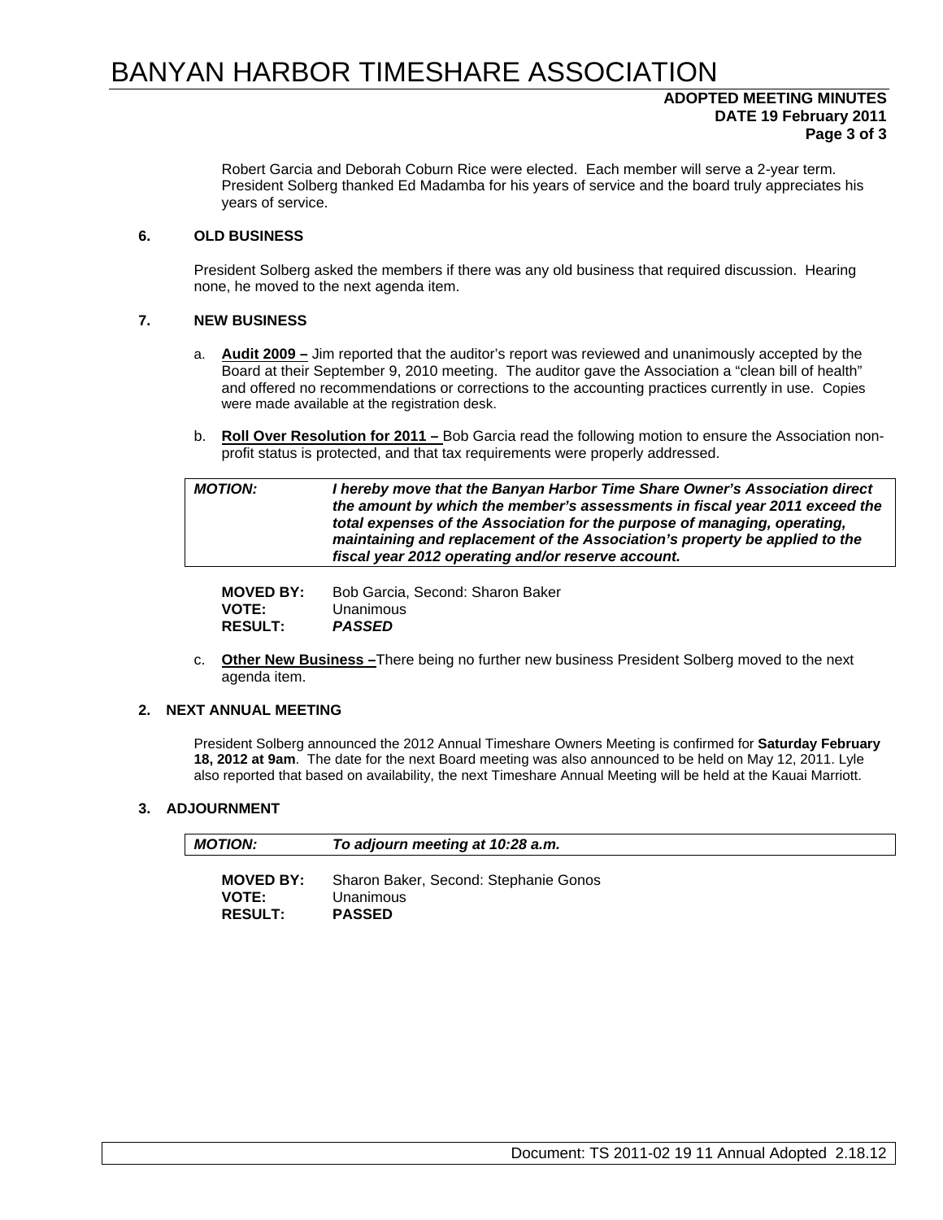Robert Garcia and Deborah Coburn Rice were elected. Each member will serve a 2-year term. President Solberg thanked Ed Madamba for his years of service and the board truly appreciates his years of service.

**6. OLD BUSINESS**

President Solberg asked the members if there was any old business that required discussion. Hearing none, he moved to the next agenda item.

**7. NEW BUSINESS**

a. **Audit 2009 –** Jim reported that the auditor's report was reviewed and unanimously accepted by the Board at their September 9, 2010 meeting. The auditor gave the Association a "clean bill of health" and offered no recommendations or corrections to the accounting practices currently in use. Copies were made available at the registration desk.

b. **Roll Over Resolution for 2011 –** Bob Garcia read the following motion to ensure the Association non-profit status is protected, and that tax requirements were properly addressed.

| | |
|---|---|
| ***MOTION:*** | ***I hereby move that the Banyan Harbor Time Share Owner's Association direct the amount by which the member's assessments in fiscal year 2011 exceed the total expenses of the Association for the purpose of managing, operating, maintaining and replacement of the Association's property be applied to the fiscal year 2012 operating and/or reserve account.*** |

**MOVED BY:** Bob Garcia, Second: Sharon Baker
**VOTE:** Unanimous
**RESULT:** ***PASSED***

c. **Other New Business –** There being no further new business President Solberg moved to the next agenda item.

**2. NEXT ANNUAL MEETING**

President Solberg announced the 2012 Annual Timeshare Owners Meeting is confirmed for **Saturday February 18, 2012 at 9am**. The date for the next Board meeting was also announced to be held on May 12, 2011. Lyle also reported that based on availability, the next Timeshare Annual Meeting will be held at the Kauai Marriott.

**3. ADJOURNMENT**

| | |
|---|---|
| ***MOTION:*** | ***To adjourn meeting at 10:28 a.m.*** |

**MOVED BY:** Sharon Baker, Second: Stephanie Gonos
**VOTE:** Unanimous
**RESULT:** **PASSED**

Document: TS 2011-02 19 11 Annual Adopted 2.18.12